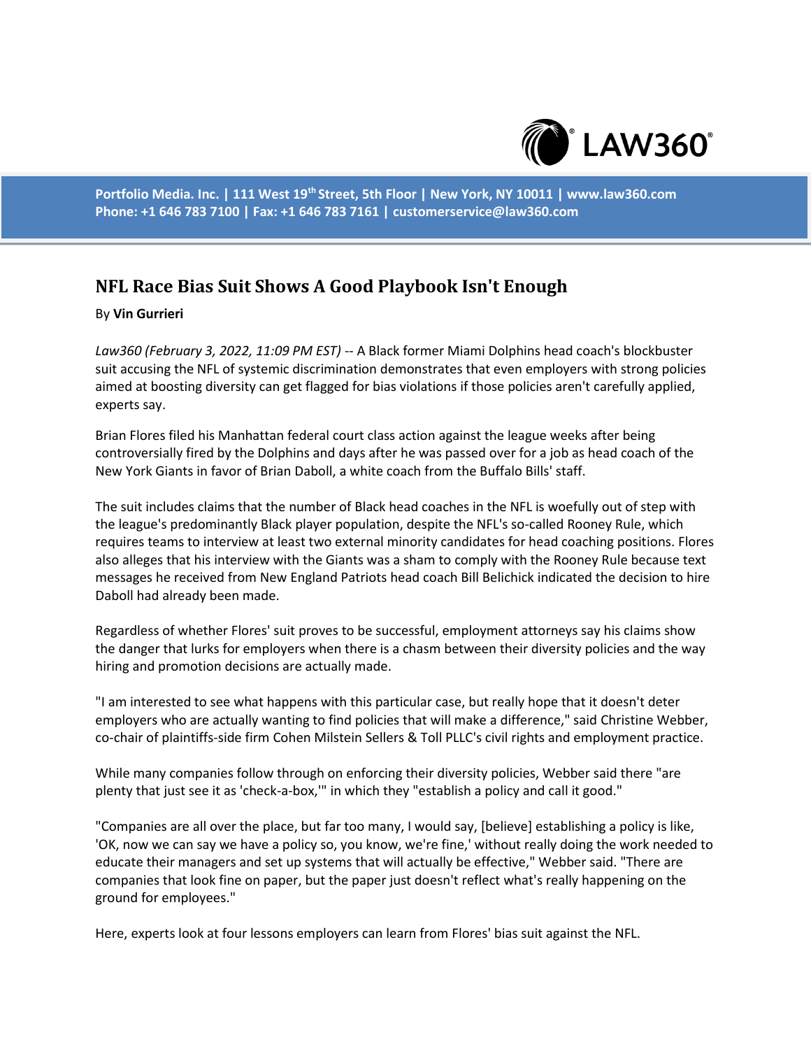# NFL Race Bias Suit Shows A Good Playbook Isn't Enough

By **Vin Gurrieri**

*Law360 (February 3, 2022, 11:09 PM EST)* -- A Black former Miami Dolphins head coach's blockbuster suit accusing the NFL of systemic discrimination demonstrates that even employers with strong policies aimed at boosting diversity can get flagged for bias violations if those policies aren't carefully applied, experts say.

Brian Flores filed his Manhattan federal court class action against the league weeks after being controversially fired by the Dolphins and days after he was passed over for a job as head coach of the New York Giants in favor of Brian Daboll, a white coach from the Buffalo Bills' staff.

The suit includes claims that the number of Black head coaches in the NFL is woefully out of step with the league's predominantly Black player population, despite the NFL's so-called Rooney Rule, which requires teams to interview at least two external minority candidates for head coaching positions. Flores also alleges that his interview with the Giants was a sham to comply with the Rooney Rule because text messages he received from New England Patriots head coach Bill Belichick indicated the decision to hire Daboll had already been made.

Regardless of whether Flores' suit proves to be successful, employment attorneys say his claims show the danger that lurks for employers when there is a chasm between their diversity policies and the way hiring and promotion decisions are actually made.

"I am interested to see what happens with this particular case, but really hope that it doesn't deter employers who are actually wanting to find policies that will make a difference," said Christine Webber, co-chair of plaintiffs-side firm Cohen Milstein Sellers & Toll PLLC's civil rights and employment practice.

While many companies follow through on enforcing their diversity policies, Webber said there "are plenty that just see it as 'check-a-box,'" in which they "establish a policy and call it good."

"Companies are all over the place, but far too many, I would say, [believe] establishing a policy is like, 'OK, now we can say we have a policy so, you know, we're fine,' without really doing the work needed to educate their managers and set up systems that will actually be effective," Webber said. "There are companies that look fine on paper, but the paper just doesn't reflect what's really happening on the ground for employees."

Here, experts look at four lessons employers can learn from Flores' bias suit against the NFL.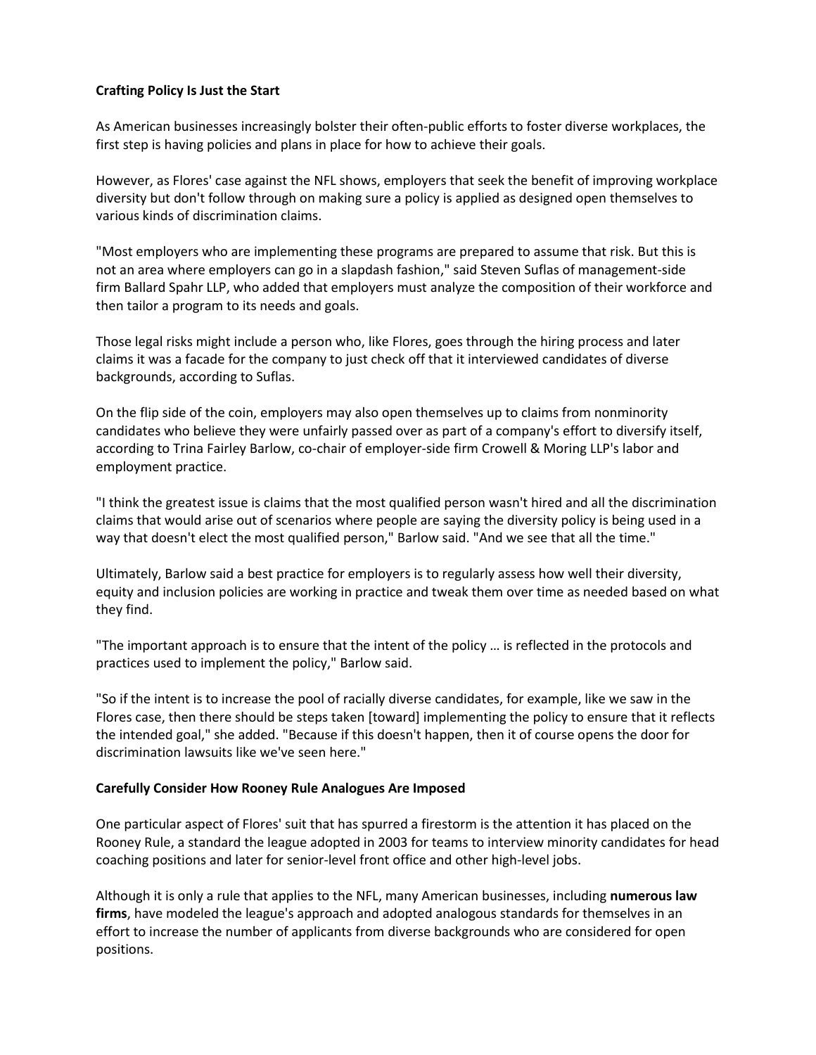**Crafting Policy Is Just the Start**

As American businesses increasingly bolster their often-public efforts to foster diverse workplaces, the first step is having policies and plans in place for how to achieve their goals.

However, as Flores' case against the NFL shows, employers that seek the benefit of improving workplace diversity but don't follow through on making sure a policy is applied as designed open themselves to various kinds of discrimination claims.

"Most employers who are implementing these programs are prepared to assume that risk. But this is not an area where employers can go in a slapdash fashion," said Steven Suflas of management-side firm Ballard Spahr LLP, who added that employers must analyze the composition of their workforce and then tailor a program to its needs and goals.

Those legal risks might include a person who, like Flores, goes through the hiring process and later claims it was a facade for the company to just check off that it interviewed candidates of diverse backgrounds, according to Suflas.

On the flip side of the coin, employers may also open themselves up to claims from nonminority candidates who believe they were unfairly passed over as part of a company's effort to diversify itself, according to Trina Fairley Barlow, co-chair of employer-side firm Crowell & Moring LLP's labor and employment practice.

"I think the greatest issue is claims that the most qualified person wasn't hired and all the discrimination claims that would arise out of scenarios where people are saying the diversity policy is being used in a way that doesn't elect the most qualified person," Barlow said. "And we see that all the time."

Ultimately, Barlow said a best practice for employers is to regularly assess how well their diversity, equity and inclusion policies are working in practice and tweak them over time as needed based on what they find.

"The important approach is to ensure that the intent of the policy … is reflected in the protocols and practices used to implement the policy," Barlow said.

"So if the intent is to increase the pool of racially diverse candidates, for example, like we saw in the Flores case, then there should be steps taken [toward] implementing the policy to ensure that it reflects the intended goal," she added. "Because if this doesn't happen, then it of course opens the door for discrimination lawsuits like we've seen here."

**Carefully Consider How Rooney Rule Analogues Are Imposed**

One particular aspect of Flores' suit that has spurred a firestorm is the attention it has placed on the Rooney Rule, a standard the league adopted in 2003 for teams to interview minority candidates for head coaching positions and later for senior-level front office and other high-level jobs.

Although it is only a rule that applies to the NFL, many American businesses, including **numerous law firms**, have modeled the league's approach and adopted analogous standards for themselves in an effort to increase the number of applicants from diverse backgrounds who are considered for open positions.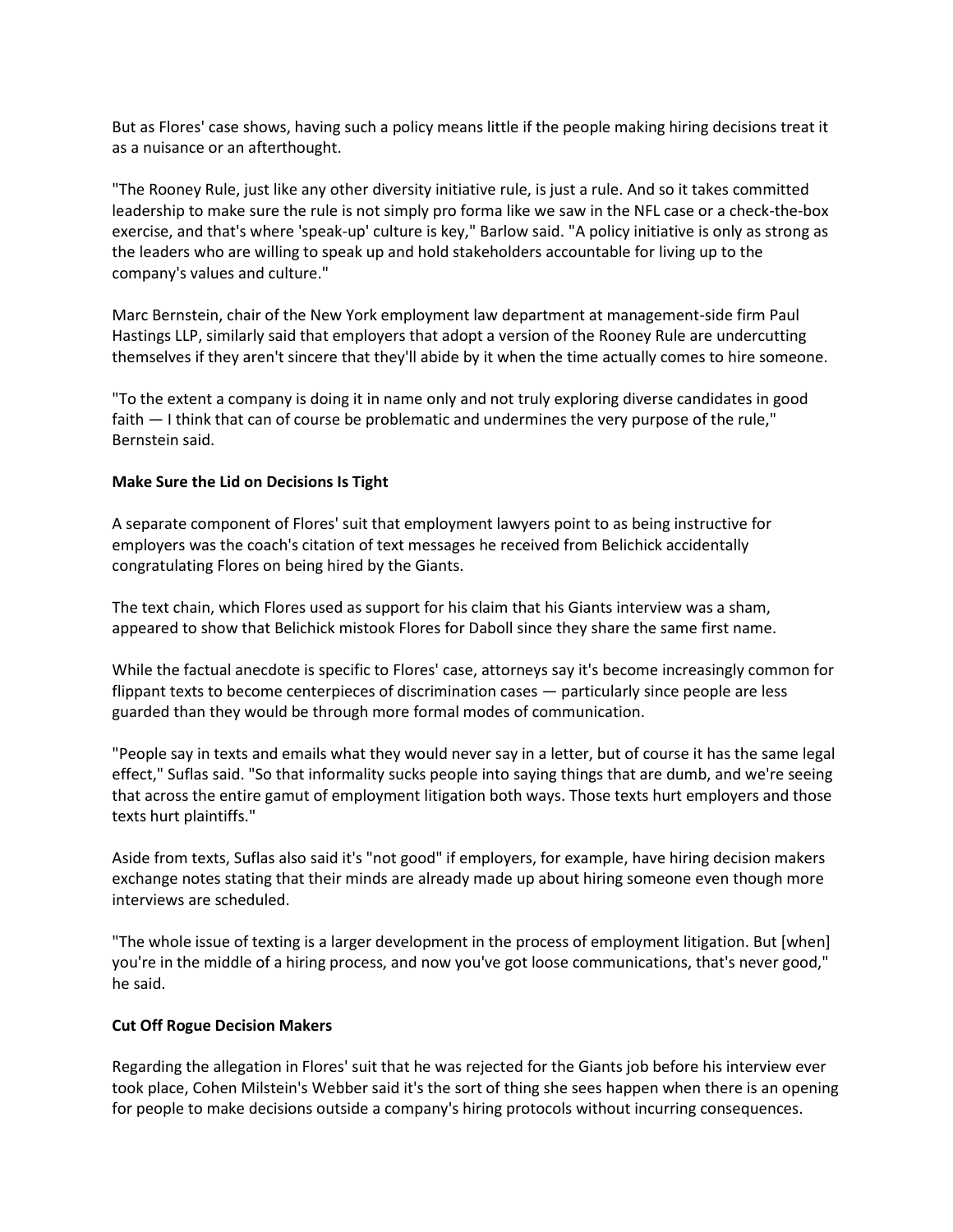But as Flores' case shows, having such a policy means little if the people making hiring decisions treat it as a nuisance or an afterthought.

"The Rooney Rule, just like any other diversity initiative rule, is just a rule. And so it takes committed leadership to make sure the rule is not simply pro forma like we saw in the NFL case or a check-the-box exercise, and that's where 'speak-up' culture is key," Barlow said. "A policy initiative is only as strong as the leaders who are willing to speak up and hold stakeholders accountable for living up to the company's values and culture."

Marc Bernstein, chair of the New York employment law department at management-side firm Paul Hastings LLP, similarly said that employers that adopt a version of the Rooney Rule are undercutting themselves if they aren't sincere that they'll abide by it when the time actually comes to hire someone.

"To the extent a company is doing it in name only and not truly exploring diverse candidates in good faith — I think that can of course be problematic and undermines the very purpose of the rule," Bernstein said.

**Make Sure the Lid on Decisions Is Tight**

A separate component of Flores' suit that employment lawyers point to as being instructive for employers was the coach's citation of text messages he received from Belichick accidentally congratulating Flores on being hired by the Giants.

The text chain, which Flores used as support for his claim that his Giants interview was a sham, appeared to show that Belichick mistook Flores for Daboll since they share the same first name.

While the factual anecdote is specific to Flores' case, attorneys say it's become increasingly common for flippant texts to become centerpieces of discrimination cases — particularly since people are less guarded than they would be through more formal modes of communication.

"People say in texts and emails what they would never say in a letter, but of course it has the same legal effect," Suflas said. "So that informality sucks people into saying things that are dumb, and we're seeing that across the entire gamut of employment litigation both ways. Those texts hurt employers and those texts hurt plaintiffs."

Aside from texts, Suflas also said it's "not good" if employers, for example, have hiring decision makers exchange notes stating that their minds are already made up about hiring someone even though more interviews are scheduled.

"The whole issue of texting is a larger development in the process of employment litigation. But [when] you're in the middle of a hiring process, and now you've got loose communications, that's never good," he said.

**Cut Off Rogue Decision Makers**

Regarding the allegation in Flores' suit that he was rejected for the Giants job before his interview ever took place, Cohen Milstein's Webber said it's the sort of thing she sees happen when there is an opening for people to make decisions outside a company's hiring protocols without incurring consequences.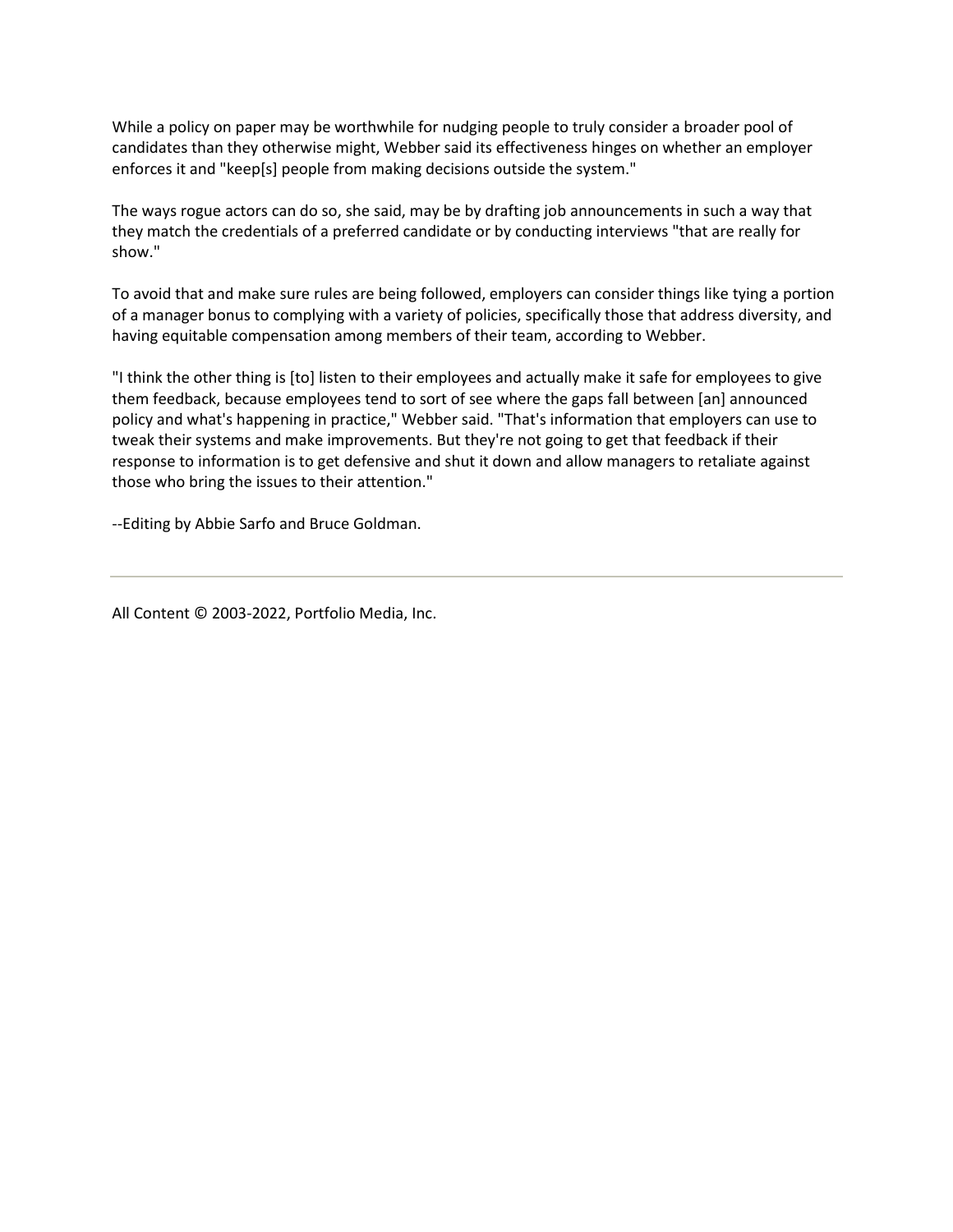While a policy on paper may be worthwhile for nudging people to truly consider a broader pool of candidates than they otherwise might, Webber said its effectiveness hinges on whether an employer enforces it and "keep[s] people from making decisions outside the system."

The ways rogue actors can do so, she said, may be by drafting job announcements in such a way that they match the credentials of a preferred candidate or by conducting interviews "that are really for show."

To avoid that and make sure rules are being followed, employers can consider things like tying a portion of a manager bonus to complying with a variety of policies, specifically those that address diversity, and having equitable compensation among members of their team, according to Webber.

"I think the other thing is [to] listen to their employees and actually make it safe for employees to give them feedback, because employees tend to sort of see where the gaps fall between [an] announced policy and what's happening in practice," Webber said. "That's information that employers can use to tweak their systems and make improvements. But they're not going to get that feedback if their response to information is to get defensive and shut it down and allow managers to retaliate against those who bring the issues to their attention."

--Editing by Abbie Sarfo and Bruce Goldman.

---

All Content © 2003-2022, Portfolio Media, Inc.